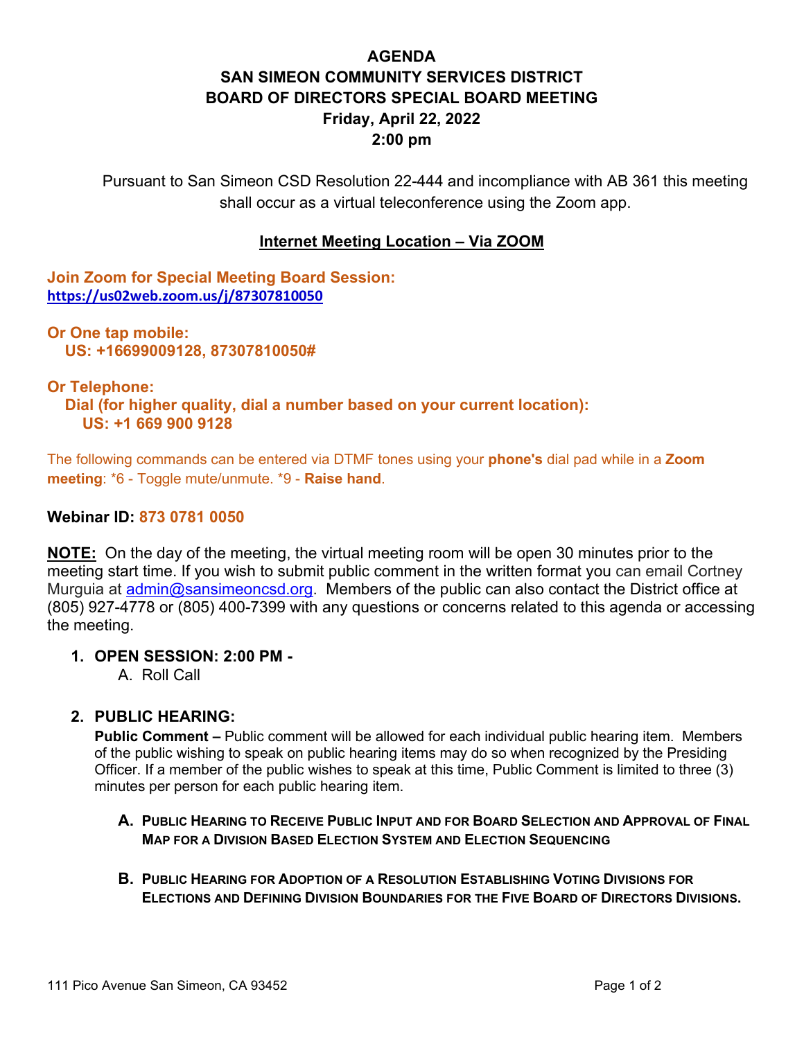# AGENDA
# SAN SIMEON COMMUNITY SERVICES DISTRICT
# BOARD OF DIRECTORS SPECIAL BOARD MEETING
## Friday, April 22, 2022
## 2:00 pm

Pursuant to San Simeon CSD Resolution 22-444 and incompliance with AB 361 this meeting shall occur as a virtual teleconference using the Zoom app.

**Internet Meeting Location – Via ZOOM**

**Join Zoom for Special Meeting Board Session:**
**https://us02web.zoom.us/j/87307810050**

**Or One tap mobile:**
**US: +16699009128, 87307810050#**

**Or Telephone:**
**Dial (for higher quality, dial a number based on your current location):**
**US: +1 669 900 9128**

The following commands can be entered via DTMF tones using your **phone's** dial pad while in a **Zoom meeting**: *6 - Toggle mute/unmute. *9 - **Raise hand**.

**Webinar ID: 873 0781 0050**

**NOTE:** On the day of the meeting, the virtual meeting room will be open 30 minutes prior to the meeting start time. If you wish to submit public comment in the written format you can email Cortney Murguia at admin@sansimeoncsd.org. Members of the public can also contact the District office at (805) 927-4778 or (805) 400-7399 with any questions or concerns related to this agenda or accessing the meeting.

1. **OPEN SESSION: 2:00 PM -**
   A. Roll Call

2. **PUBLIC HEARING:**
   **Public Comment –** Public comment will be allowed for each individual public hearing item. Members of the public wishing to speak on public hearing items may do so when recognized by the Presiding Officer. If a member of the public wishes to speak at this time, Public Comment is limited to three (3) minutes per person for each public hearing item.

   **A. PUBLIC HEARING TO RECEIVE PUBLIC INPUT AND FOR BOARD SELECTION AND APPROVAL OF FINAL MAP FOR A DIVISION BASED ELECTION SYSTEM AND ELECTION SEQUENCING**

   **B. PUBLIC HEARING FOR ADOPTION OF A RESOLUTION ESTABLISHING VOTING DIVISIONS FOR ELECTIONS AND DEFINING DIVISION BOUNDARIES FOR THE FIVE BOARD OF DIRECTORS DIVISIONS.**

111 Pico Avenue San Simeon, CA 93452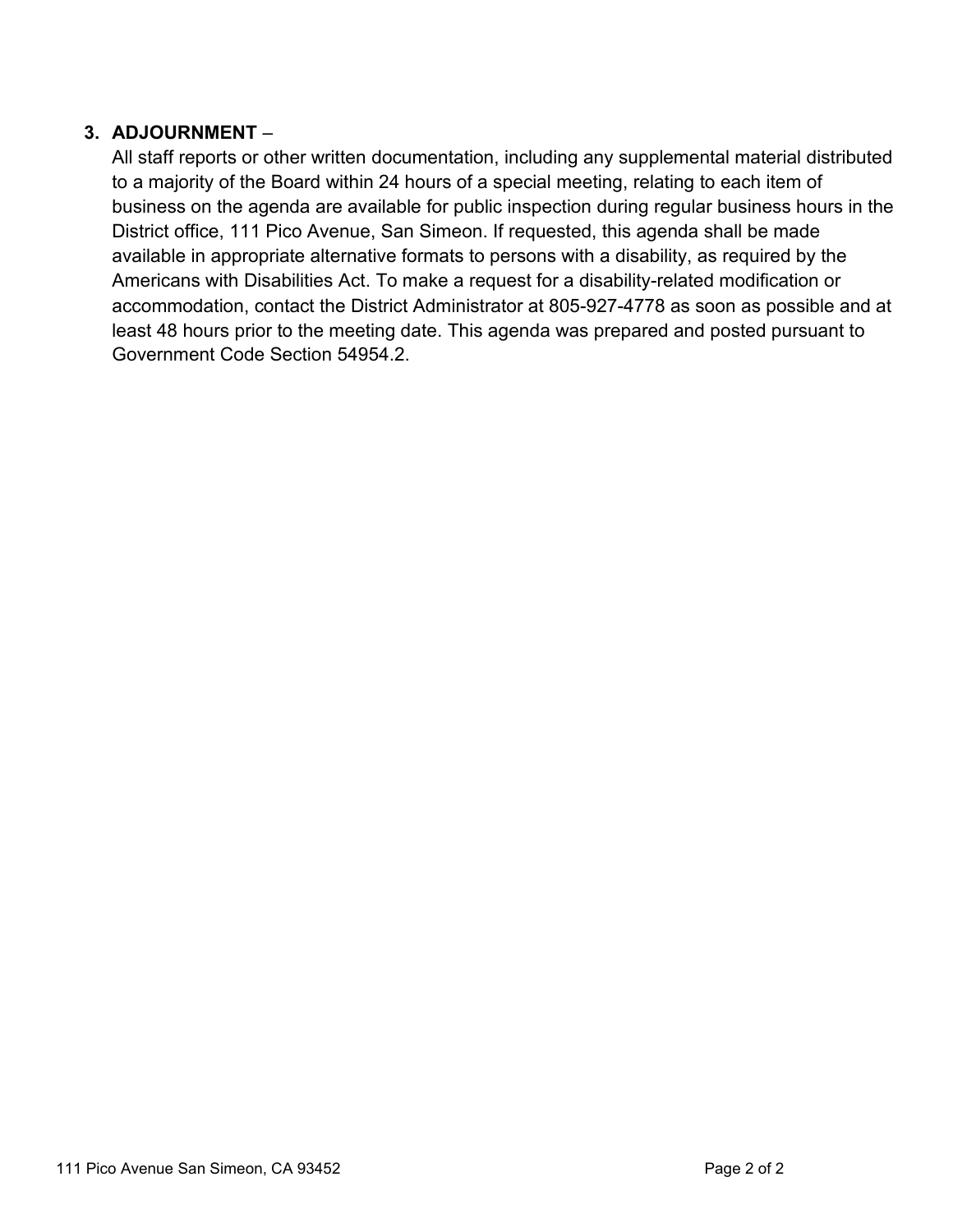3. **ADJOURNMENT** –

   All staff reports or other written documentation, including any supplemental material distributed to a majority of the Board within 24 hours of a special meeting, relating to each item of business on the agenda are available for public inspection during regular business hours in the District office, 111 Pico Avenue, San Simeon. If requested, this agenda shall be made available in appropriate alternative formats to persons with a disability, as required by the Americans with Disabilities Act. To make a request for a disability-related modification or accommodation, contact the District Administrator at 805-927-4778 as soon as possible and at least 48 hours prior to the meeting date. This agenda was prepared and posted pursuant to Government Code Section 54954.2.